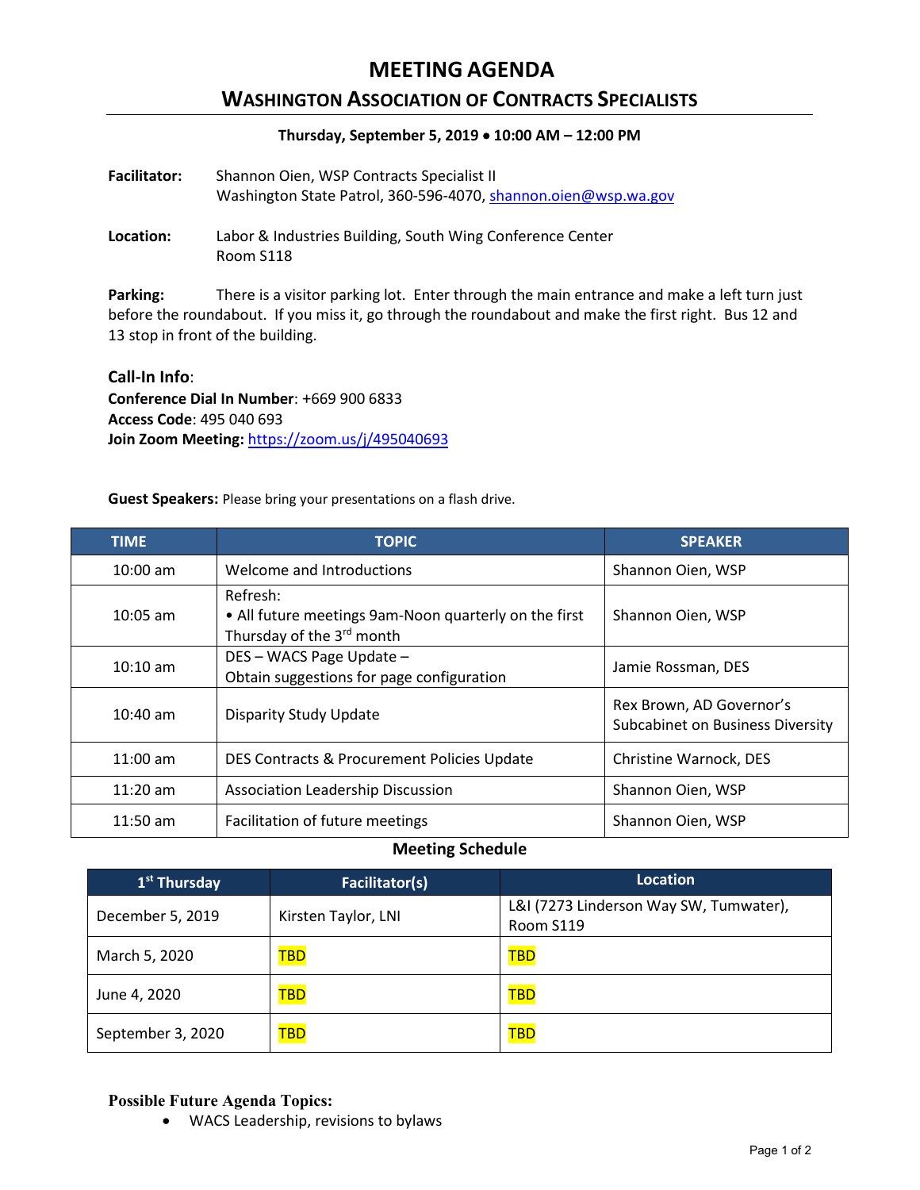# MEETING AGENDA

## WASHINGTON ASSOCIATION OF CONTRACTS SPECIALISTS

**Thursday, September 5, 2019 • 10:00 AM – 12:00 PM**

**Facilitator:** Shannon Oien, WSP Contracts Specialist II
Washington State Patrol, 360-596-4070, shannon.oien@wsp.wa.gov

**Location:** Labor & Industries Building, South Wing Conference Center
Room S118

**Parking:** There is a visitor parking lot. Enter through the main entrance and make a left turn just before the roundabout. If you miss it, go through the roundabout and make the first right. Bus 12 and 13 stop in front of the building.

**Call-In Info**:
**Conference Dial In Number**: +669 900 6833
**Access Code**: 495 040 693
**Join Zoom Meeting:** https://zoom.us/j/495040693

**Guest Speakers:** Please bring your presentations on a flash drive.

| TIME | TOPIC | SPEAKER |
|---|---|---|
| 10:00 am | Welcome and Introductions | Shannon Oien, WSP |
| 10:05 am | Refresh:<br>• All future meetings 9am-Noon quarterly on the first Thursday of the 3rd month | Shannon Oien, WSP |
| 10:10 am | DES – WACS Page Update –<br>Obtain suggestions for page configuration | Jamie Rossman, DES |
| 10:40 am | Disparity Study Update | Rex Brown, AD Governor's Subcabinet on Business Diversity |
| 11:00 am | DES Contracts & Procurement Policies Update | Christine Warnock, DES |
| 11:20 am | Association Leadership Discussion | Shannon Oien, WSP |
| 11:50 am | Facilitation of future meetings | Shannon Oien, WSP |

**Meeting Schedule**

| 1st Thursday | Facilitator(s) | Location |
|---|---|---|
| December 5, 2019 | Kirsten Taylor, LNI | L&I (7273 Linderson Way SW, Tumwater), Room S119 |
| March 5, 2020 | TBD | TBD |
| June 4, 2020 | TBD | TBD |
| September 3, 2020 | TBD | TBD |

**Possible Future Agenda Topics:**

- WACS Leadership, revisions to bylaws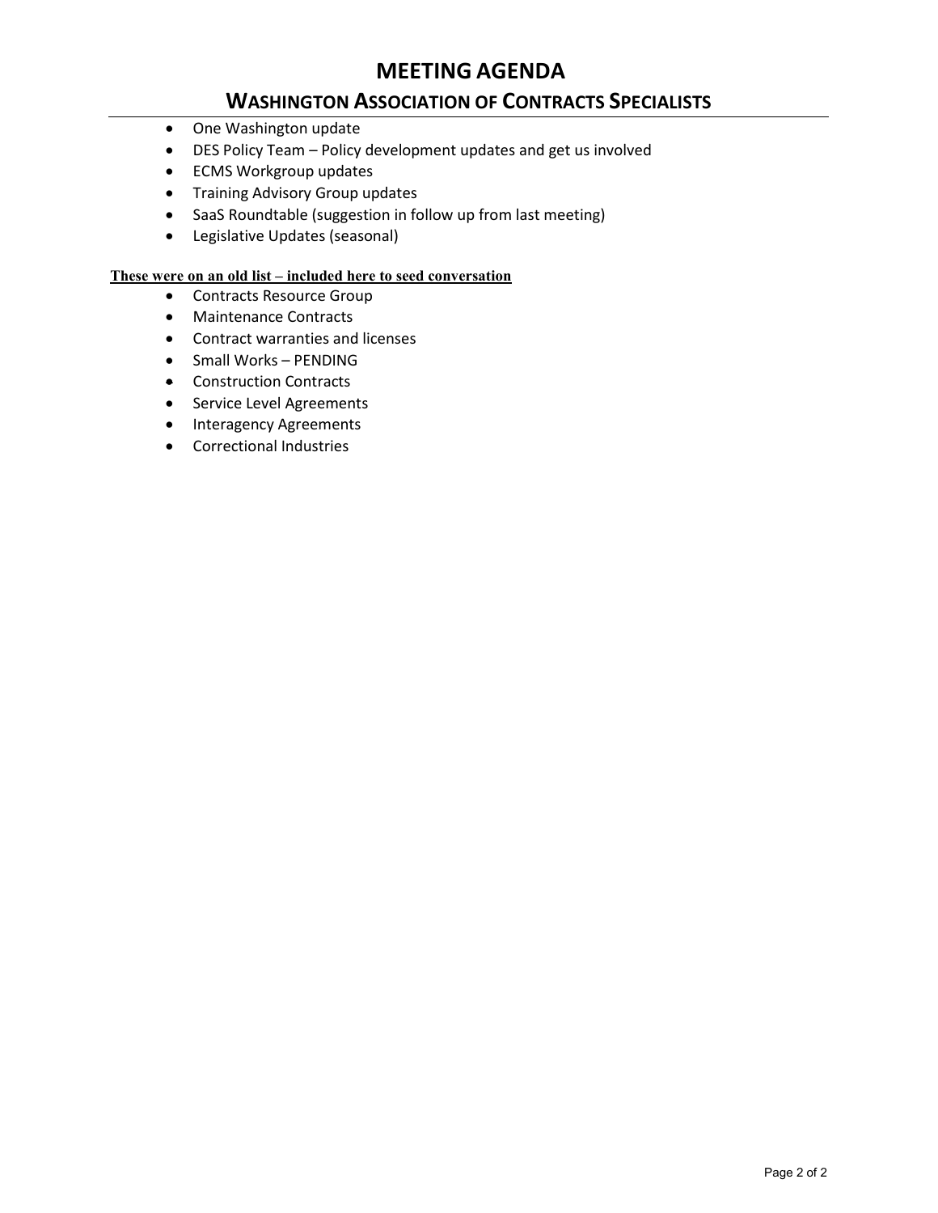# MEETING AGENDA

## WASHINGTON ASSOCIATION OF CONTRACTS SPECIALISTS

- One Washington update
- DES Policy Team – Policy development updates and get us involved
- ECMS Workgroup updates
- Training Advisory Group updates
- SaaS Roundtable (suggestion in follow up from last meeting)
- Legislative Updates (seasonal)

**These were on an old list – included here to seed conversation**

- Contracts Resource Group
- Maintenance Contracts
- Contract warranties and licenses
- Small Works – PENDING
- Construction Contracts
- Service Level Agreements
- Interagency Agreements
- Correctional Industries